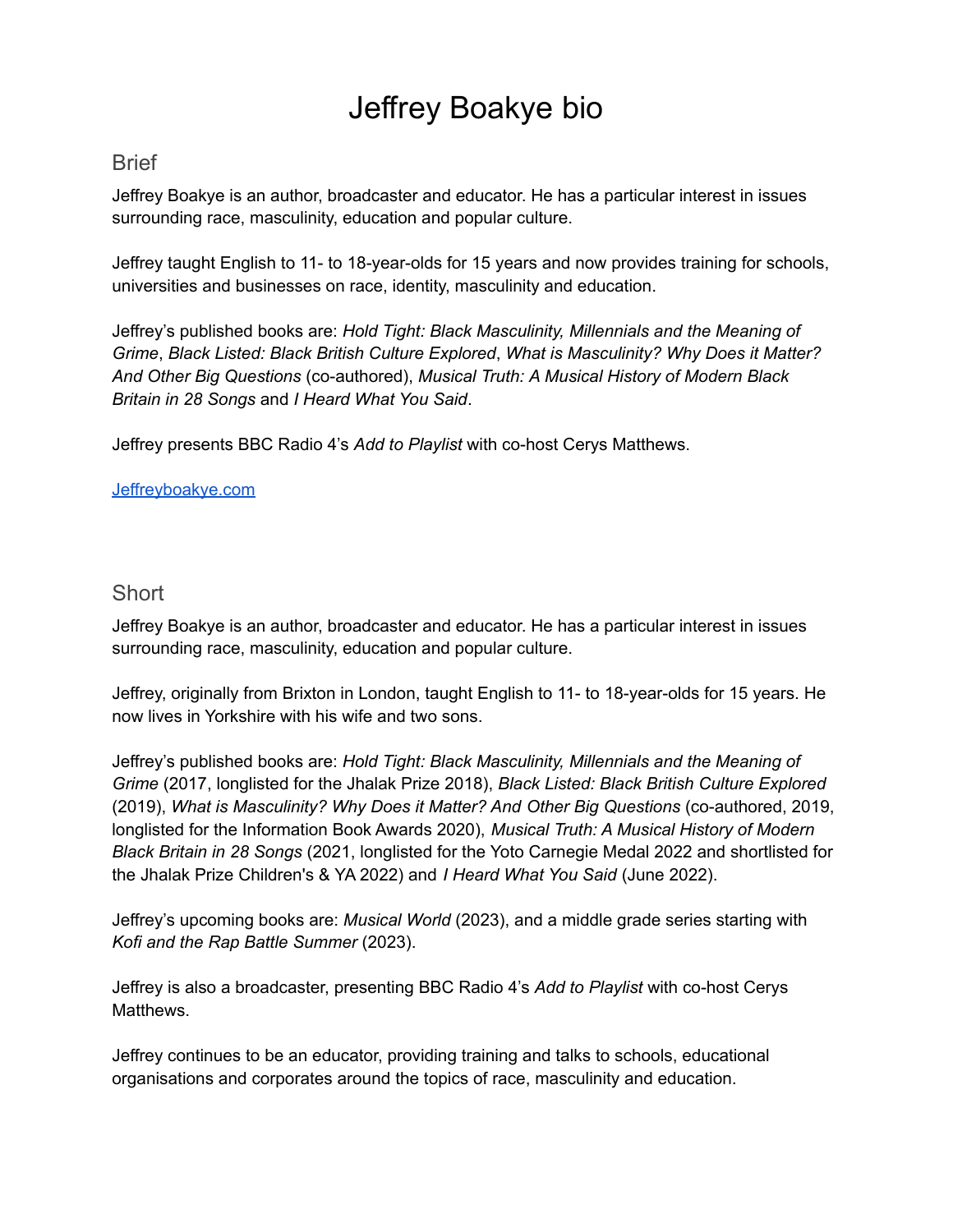# Jeffrey Boakye bio

## Brief

Jeffrey Boakye is an author, broadcaster and educator. He has a particular interest in issues surrounding race, masculinity, education and popular culture.

Jeffrey taught English to 11- to 18-year-olds for 15 years and now provides training for schools, universities and businesses on race, identity, masculinity and education.

Jeffrey's published books are: *Hold Tight: Black Masculinity, Millennials and the Meaning of Grime*, *Black Listed: Black British Culture Explored*, *What is Masculinity? Why Does it Matter? And Other Big Questions* (co-authored), *Musical Truth: A Musical History of Modern Black Britain in 28 Songs* and *I Heard What You Said*.

Jeffrey presents BBC Radio 4's *Add to Playlist* with co-host Cerys Matthews.

[Jeffreyboakye.com](Jeffreyboakye.com)

## Short

Jeffrey Boakye is an author, broadcaster and educator. He has a particular interest in issues surrounding race, masculinity, education and popular culture.

Jeffrey, originally from Brixton in London, taught English to 11- to 18-year-olds for 15 years. He now lives in Yorkshire with his wife and two sons.

Jeffrey's published books are: *Hold Tight: Black Masculinity, Millennials and the Meaning of Grime* (2017, longlisted for the Jhalak Prize 2018), *Black Listed: Black British Culture Explored* (2019), *What is Masculinity? Why Does it Matter? And Other Big Questions* (co-authored, 2019, longlisted for the Information Book Awards 2020), *Musical Truth: A Musical History of Modern Black Britain in 28 Songs* (2021, longlisted for the Yoto Carnegie Medal 2022 and shortlisted for the Jhalak Prize Children's & YA 2022) and *I Heard What You Said* (June 2022).

Jeffrey's upcoming books are: *Musical World* (2023), and a middle grade series starting with *Kofi and the Rap Battle Summer* (2023).

Jeffrey is also a broadcaster, presenting BBC Radio 4's *Add to Playlist* with co-host Cerys Matthews.

Jeffrey continues to be an educator, providing training and talks to schools, educational organisations and corporates around the topics of race, masculinity and education.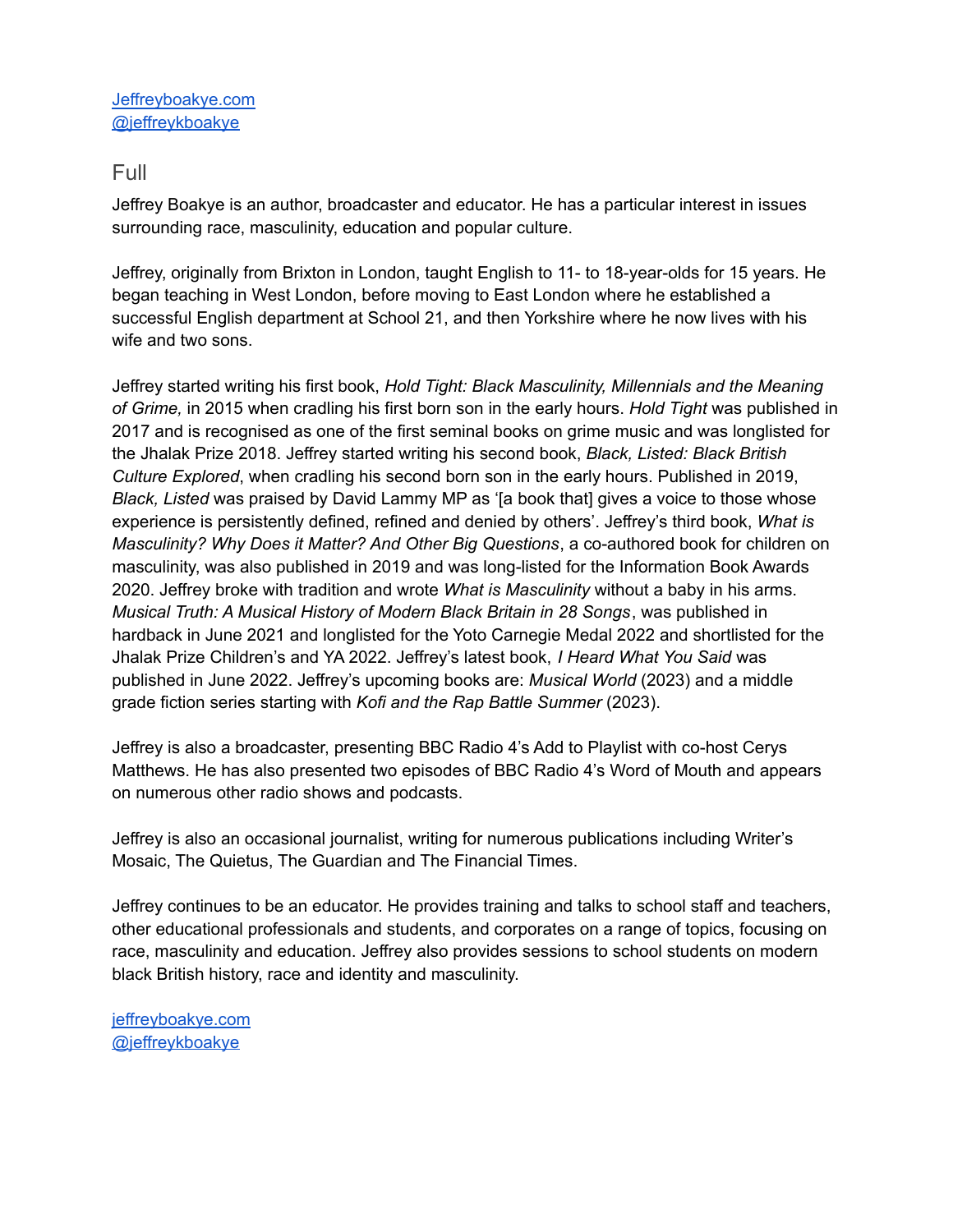[Jeffreyboakye.com](Jeffreyboakye.com)
[@jeffreykboakye](@jeffreykboakye)

## Full

Jeffrey Boakye is an author, broadcaster and educator. He has a particular interest in issues surrounding race, masculinity, education and popular culture.

Jeffrey, originally from Brixton in London, taught English to 11- to 18-year-olds for 15 years. He began teaching in West London, before moving to East London where he established a successful English department at School 21, and then Yorkshire where he now lives with his wife and two sons.

Jeffrey started writing his first book, *Hold Tight: Black Masculinity, Millennials and the Meaning of Grime,* in 2015 when cradling his first born son in the early hours. *Hold Tight* was published in 2017 and is recognised as one of the first seminal books on grime music and was longlisted for the Jhalak Prize 2018. Jeffrey started writing his second book, *Black, Listed: Black British Culture Explored*, when cradling his second born son in the early hours. Published in 2019, *Black, Listed* was praised by David Lammy MP as '[a book that] gives a voice to those whose experience is persistently defined, refined and denied by others'. Jeffrey's third book, *What is Masculinity? Why Does it Matter? And Other Big Questions*, a co-authored book for children on masculinity, was also published in 2019 and was long-listed for the Information Book Awards 2020. Jeffrey broke with tradition and wrote *What is Masculinity* without a baby in his arms. *Musical Truth: A Musical History of Modern Black Britain in 28 Songs*, was published in hardback in June 2021 and longlisted for the Yoto Carnegie Medal 2022 and shortlisted for the Jhalak Prize Children's and YA 2022. Jeffrey's latest book, *I Heard What You Said* was published in June 2022. Jeffrey's upcoming books are: *Musical World* (2023) and a middle grade fiction series starting with *Kofi and the Rap Battle Summer* (2023).

Jeffrey is also a broadcaster, presenting BBC Radio 4's Add to Playlist with co-host Cerys Matthews. He has also presented two episodes of BBC Radio 4's Word of Mouth and appears on numerous other radio shows and podcasts.

Jeffrey is also an occasional journalist, writing for numerous publications including Writer's Mosaic, The Quietus, The Guardian and The Financial Times.

Jeffrey continues to be an educator. He provides training and talks to school staff and teachers, other educational professionals and students, and corporates on a range of topics, focusing on race, masculinity and education. Jeffrey also provides sessions to school students on modern black British history, race and identity and masculinity.

[jeffreyboakye.com](jeffreyboakye.com)
[@jeffreykboakye](@jeffreykboakye)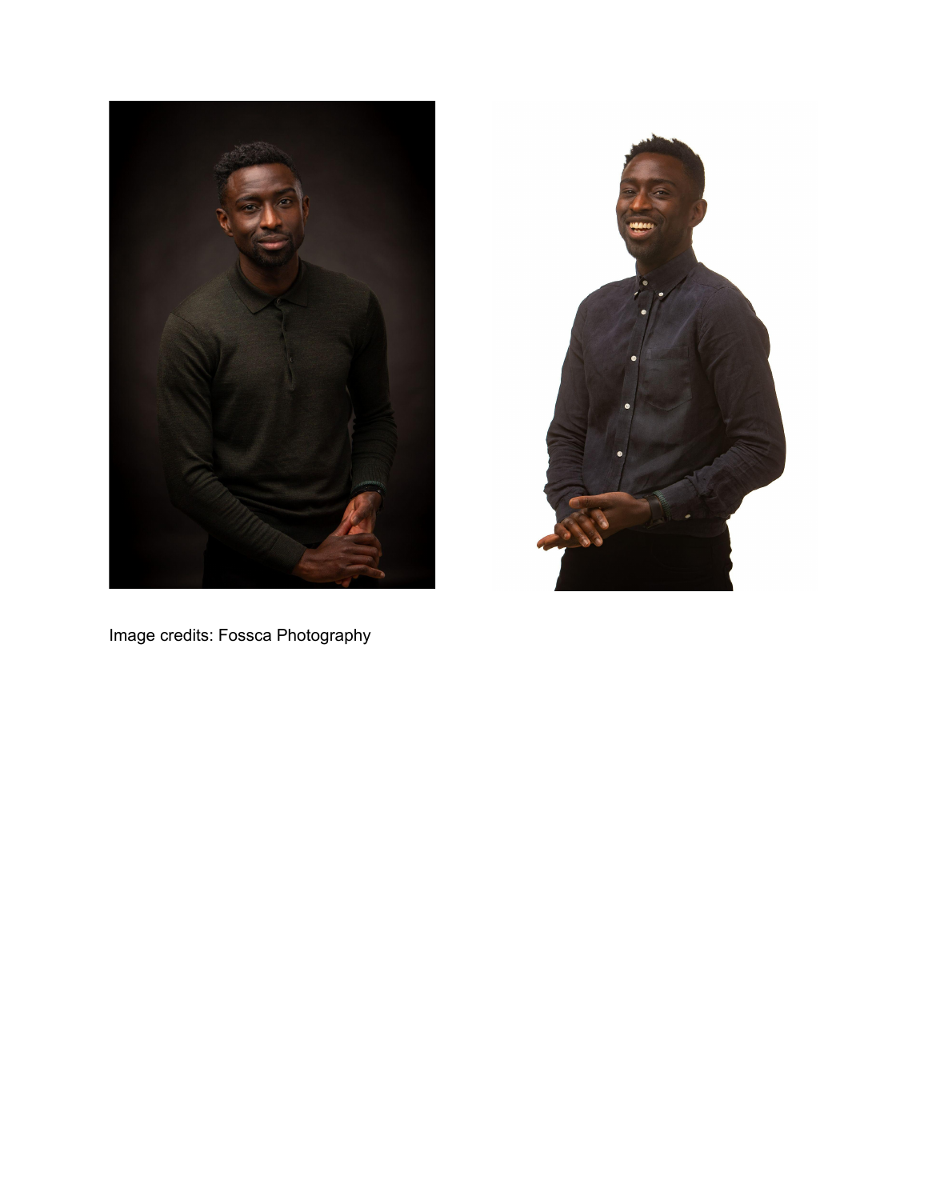Image credits: Fossca Photography